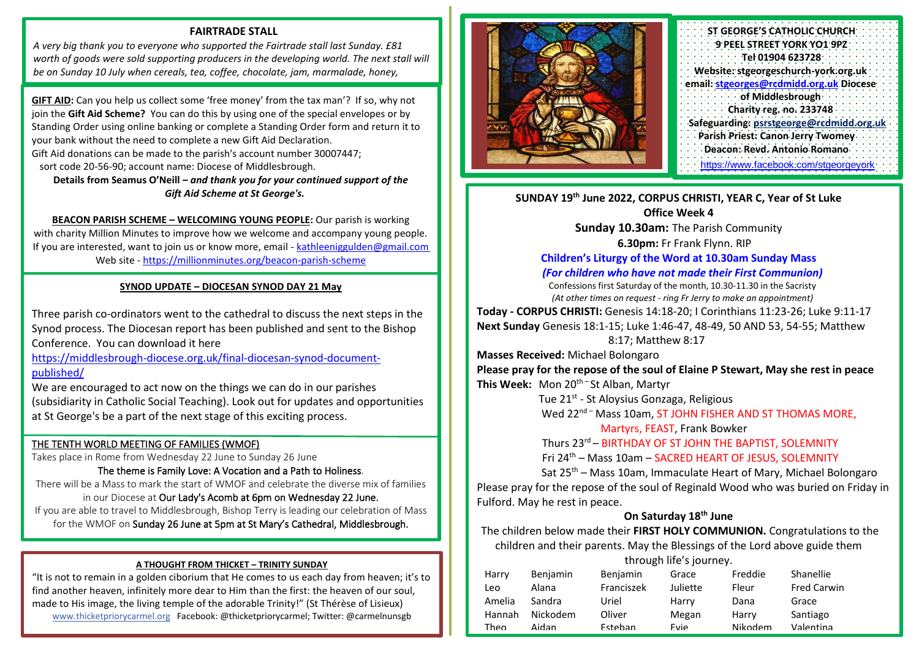## FAIRTRADE STALL

*A very big thank you to everyone who supported the Fairtrade stall last Sunday. £81 worth of goods were sold supporting producers in the developing world. The next stall will be on Sunday 10 July when cereals, tea, coffee, chocolate, jam, marmalade, honey,*

**GIFT AID:** Can you help us collect some 'free money' from the tax man'? If so, why not join the **Gift Aid Scheme?** You can do this by using one of the special envelopes or by Standing Order using online banking or complete a Standing Order form and return it to your bank without the need to complete a new Gift Aid Declaration.
Gift Aid donations can be made to the parish's account number 30007447; sort code 20-56-90; account name: Diocese of Middlesbrough.

**Details from Seamus O'Neill –** ***and thank you for your continued support of the Gift Aid Scheme at St George's.***

**BEACON PARISH SCHEME – WELCOMING YOUNG PEOPLE:** Our parish is working with charity Million Minutes to improve how we welcome and accompany young people. If you are interested, want to join us or know more, email - kathleeniggulden@gmail.com
Web site - https://millionminutes.org/beacon-parish-scheme

## SYNOD UPDATE – DIOCESAN SYNOD DAY 21 May

Three parish co-ordinators went to the cathedral to discuss the next steps in the Synod process. The Diocesan report has been published and sent to the Bishop Conference. You can download it here
https://middlesbrough-diocese.org.uk/final-diocesan-synod-document-published/
We are encouraged to act now on the things we can do in our parishes (subsidiarity in Catholic Social Teaching). Look out for updates and opportunities at St George's be a part of the next stage of this exciting process.

## THE TENTH WORLD MEETING OF FAMILIES (WMOF)

Takes place in Rome from Wednesday 22 June to Sunday 26 June

The theme is Family Love: A Vocation and a Path to Holiness.

There will be a Mass to mark the start of WMOF and celebrate the diverse mix of families in our Diocese at Our Lady's Acomb at 6pm on Wednesday 22 June.

If you are able to travel to Middlesbrough, Bishop Terry is leading our celebration of Mass for the WMOF on Sunday 26 June at 5pm at St Mary's Cathedral, Middlesbrough.

## A THOUGHT FROM THICKET – TRINITY SUNDAY

"It is not to remain in a golden ciborium that He comes to us each day from heaven; it's to find another heaven, infinitely more dear to Him than the first: the heaven of our soul, made to His image, the living temple of the adorable Trinity!" (St Thérèse of Lisieux)
www.thicketpriorycarmel.org Facebook: @thicketpriorycarmel; Twitter: @carmelnunsgb

**ST GEORGE'S CATHOLIC CHURCH**
**9 PEEL STREET YORK YO1 9PZ**
**Tel 01904 623728**
**Website: stgeorgeschurch-york.org.uk**
**email: stgeorges@rcdmidd.org.uk Diocese of Middlesbrough**
**Charity reg. no. 233748**
**Safeguarding: psrstgeorge@rcdmidd.org.uk**
**Parish Priest: Canon Jerry Twomey**
**Deacon: Revd. Antonio Romano**
https://www.facebook.com/stgeorgeyork

## SUNDAY 19th June 2022, CORPUS CHRISTI, YEAR C, Year of St Luke Office Week 4

**Sunday 10.30am:** The Parish Community
**6.30pm:** Fr Frank Flynn. RIP

**Children's Liturgy of the Word at 10.30am Sunday Mass**
***(For children who have not made their First Communion)***

Confessions first Saturday of the month, 10.30-11.30 in the Sacristy
*(At other times on request - ring Fr Jerry to make an appointment)*

**Today - CORPUS CHRISTI:** Genesis 14:18-20; I Corinthians 11:23-26; Luke 9:11-17
**Next Sunday** Genesis 18:1-15; Luke 1:46-47, 48-49, 50 AND 53, 54-55; Matthew 8:17; Matthew 8:17
**Masses Received:** Michael Bolongaro
**Please pray for the repose of the soul of Elaine P Stewart, May she rest in peace**
**This Week:** Mon 20th – St Alban, Martyr
Tue 21st - St Aloysius Gonzaga, Religious
Wed 22nd – Mass 10am, ST JOHN FISHER AND ST THOMAS MORE, Martyrs, FEAST, Frank Bowker
Thurs 23rd – BIRTHDAY OF ST JOHN THE BAPTIST, SOLEMNITY
Fri 24th – Mass 10am – SACRED HEART OF JESUS, SOLEMNITY
Sat 25th – Mass 10am, Immaculate Heart of Mary, Michael Bolongaro

Please pray for the repose of the soul of Reginald Wood who was buried on Friday in Fulford. May he rest in peace.

**On Saturday 18th June**

The children below made their **FIRST HOLY COMMUNION.** Congratulations to the children and their parents. May the Blessings of the Lord above guide them through life's journey.

| | | | | | |
|---|---|---|---|---|---|
| Harry | Benjamin | Benjamin | Grace | Freddie | Shanellie |
| Leo | Alana | Franciszek | Juliette | Fleur | Fred Carwin |
| Amelia | Sandra | Uriel | Harry | Dana | Grace |
| Hannah | Nickodem | Oliver | Megan | Harry | Santiago |
| Theo | Aidan | Esteban | Evie | Nikodem | Valentina |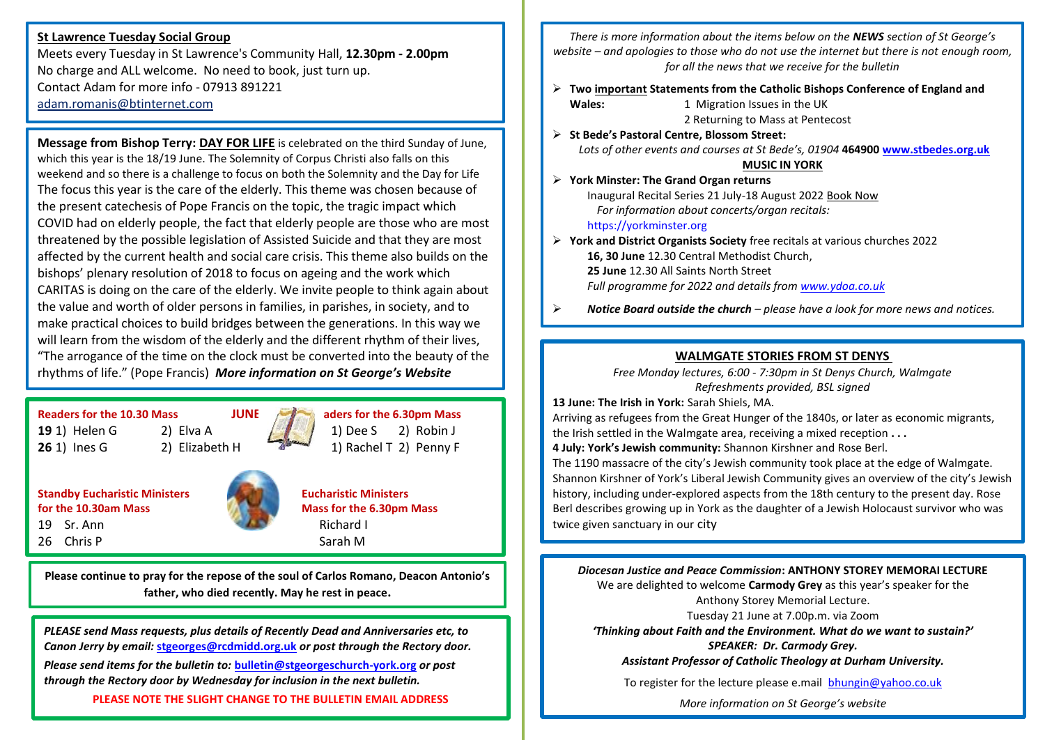**St Lawrence Tuesday Social Group**

Meets every Tuesday in St Lawrence's Community Hall, **12.30pm - 2.00pm**
No charge and ALL welcome. No need to book, just turn up.
Contact Adam for more info - 07913 891221
adam.romanis@btinternet.com

**Message from Bishop Terry: DAY FOR LIFE** is celebrated on the third Sunday of June, which this year is the 18/19 June. The Solemnity of Corpus Christi also falls on this weekend and so there is a challenge to focus on both the Solemnity and the Day for Life The focus this year is the care of the elderly. This theme was chosen because of the present catechesis of Pope Francis on the topic, the tragic impact which COVID had on elderly people, the fact that elderly people are those who are most threatened by the possible legislation of Assisted Suicide and that they are most affected by the current health and social care crisis. This theme also builds on the bishops' plenary resolution of 2018 to focus on ageing and the work which CARITAS is doing on the care of the elderly. We invite people to think again about the value and worth of older persons in families, in parishes, in society, and to make practical choices to build bridges between the generations. In this way we will learn from the wisdom of the elderly and the different rhythm of their lives, "The arrogance of the time on the clock must be converted into the beauty of the rhythms of life." (Pope Francis) ***More information on St George's Website***

**Readers for the 10.30 Mass** **JUNE** **Readers for the 6.30pm Mass**

| | Readers for the 10.30 Mass | | Readers for the 6.30pm Mass | |
|---|---|---|---|---|
| **19** | 1) Helen G | 2) Elva A | 1) Dee S | 2) Robin J |
| **26** | 1) Ines G | 2) Elizabeth H | 1) Rachel T | 2) Penny F |

**Standby Eucharistic Ministers for the 10.30am Mass**
19 Sr. Ann
26 Chris P

**Eucharistic Ministers Mass for the 6.30pm Mass**
Richard I
Sarah M

**Please continue to pray for the repose of the soul of Carlos Romano, Deacon Antonio's father, who died recently. May he rest in peace.**

***PLEASE send Mass requests, plus details of Recently Dead and Anniversaries etc, to Canon Jerry by email: stgeorges@rcdmidd.org.uk or post through the Rectory door.***
***Please send items for the bulletin to: bulletin@stgeorgeschurch-york.org or post through the Rectory door by Wednesday for inclusion in the next bulletin.***

**PLEASE NOTE THE SLIGHT CHANGE TO THE BULLETIN EMAIL ADDRESS**

*There is more information about the items below on the **NEWS** section of St George's website – and apologies to those who do not use the internet but there is not enough room, for all the news that we receive for the bulletin*

- **Two important Statements from the Catholic Bishops Conference of England and Wales:**
  1 Migration Issues in the UK
  2 Returning to Mass at Pentecost
- **St Bede's Pastoral Centre, Blossom Street:**
  *Lots of other events and courses at St Bede's, 01904* **464900** **www.stbedes.org.uk**

**MUSIC IN YORK**

- **York Minster: The Grand Organ returns**
  Inaugural Recital Series 21 July-18 August 2022 Book Now
  *For information about concerts/organ recitals:*
  https://yorkminster.org
- **York and District Organists Society** free recitals at various churches 2022
  **16, 30 June** 12.30 Central Methodist Church,
  **25 June** 12.30 All Saints North Street
  *Full programme for 2022 and details from www.ydoa.co.uk*
- ***Notice Board outside the church** – please have a look for more news and notices.*

**WALMGATE STORIES FROM ST DENYS**

*Free Monday lectures, 6:00 - 7:30pm in St Denys Church, Walmgate*
*Refreshments provided, BSL signed*

**13 June: The Irish in York:** Sarah Shiels, MA.
Arriving as refugees from the Great Hunger of the 1840s, or later as economic migrants, the Irish settled in the Walmgate area, receiving a mixed reception **. . .**
**4 July: York's Jewish community:** Shannon Kirshner and Rose Berl.
The 1190 massacre of the city's Jewish community took place at the edge of Walmgate. Shannon Kirshner of York's Liberal Jewish Community gives an overview of the city's Jewish history, including under-explored aspects from the 18th century to the present day. Rose Berl describes growing up in York as the daughter of a Jewish Holocaust survivor who was twice given sanctuary in our city

***Diocesan Justice and Peace Commission*: ANTHONY STOREY MEMORAI LECTURE**
We are delighted to welcome **Carmody Grey** as this year's speaker for the Anthony Storey Memorial Lecture.
Tuesday 21 June at 7.00p.m. via Zoom
***'Thinking about Faith and the Environment. What do we want to sustain?'***
***SPEAKER: Dr. Carmody Grey.***
***Assistant Professor of Catholic Theology at Durham University.***
To register for the lecture please e.mail bhungin@yahoo.co.uk
*More information on St George's website*